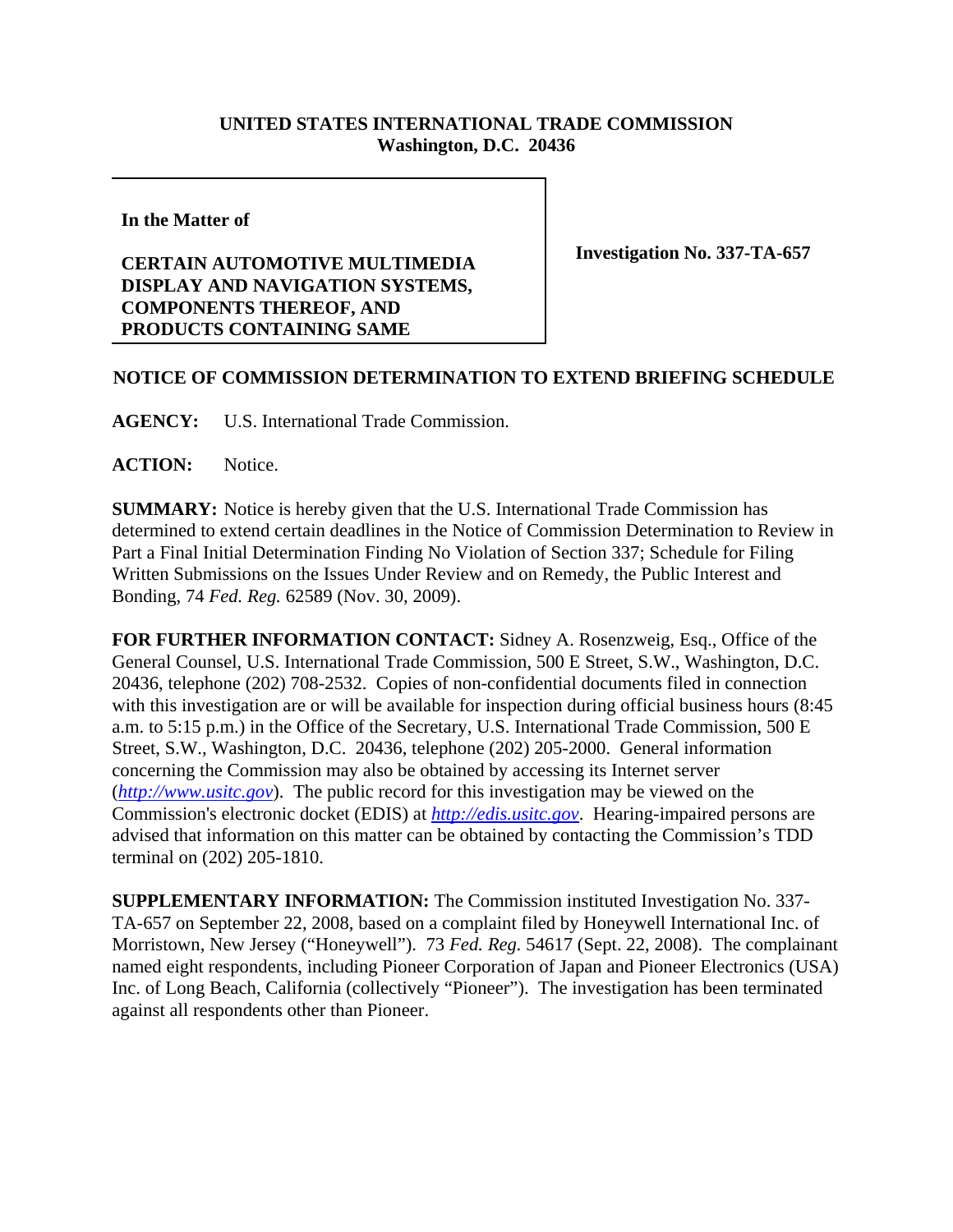**UNITED STATES INTERNATIONAL TRADE COMMISSION**
**Washington, D.C. 20436**

**In the Matter of**

**CERTAIN AUTOMOTIVE MULTIMEDIA DISPLAY AND NAVIGATION SYSTEMS, COMPONENTS THEREOF, AND PRODUCTS CONTAINING SAME**

**Investigation No. 337-TA-657**

**NOTICE OF COMMISSION DETERMINATION TO EXTEND BRIEFING SCHEDULE**

**AGENCY:** U.S. International Trade Commission.

**ACTION:** Notice.

**SUMMARY:** Notice is hereby given that the U.S. International Trade Commission has determined to extend certain deadlines in the Notice of Commission Determination to Review in Part a Final Initial Determination Finding No Violation of Section 337; Schedule for Filing Written Submissions on the Issues Under Review and on Remedy, the Public Interest and Bonding, 74 *Fed. Reg.* 62589 (Nov. 30, 2009).

**FOR FURTHER INFORMATION CONTACT:** Sidney A. Rosenzweig, Esq., Office of the General Counsel, U.S. International Trade Commission, 500 E Street, S.W., Washington, D.C. 20436, telephone (202) 708-2532. Copies of non-confidential documents filed in connection with this investigation are or will be available for inspection during official business hours (8:45 a.m. to 5:15 p.m.) in the Office of the Secretary, U.S. International Trade Commission, 500 E Street, S.W., Washington, D.C. 20436, telephone (202) 205-2000. General information concerning the Commission may also be obtained by accessing its Internet server (*http://www.usitc.gov*). The public record for this investigation may be viewed on the Commission's electronic docket (EDIS) at *http://edis.usitc.gov*. Hearing-impaired persons are advised that information on this matter can be obtained by contacting the Commission's TDD terminal on (202) 205-1810.

**SUPPLEMENTARY INFORMATION:** The Commission instituted Investigation No. 337-TA-657 on September 22, 2008, based on a complaint filed by Honeywell International Inc. of Morristown, New Jersey ("Honeywell"). 73 *Fed. Reg.* 54617 (Sept. 22, 2008). The complainant named eight respondents, including Pioneer Corporation of Japan and Pioneer Electronics (USA) Inc. of Long Beach, California (collectively "Pioneer"). The investigation has been terminated against all respondents other than Pioneer.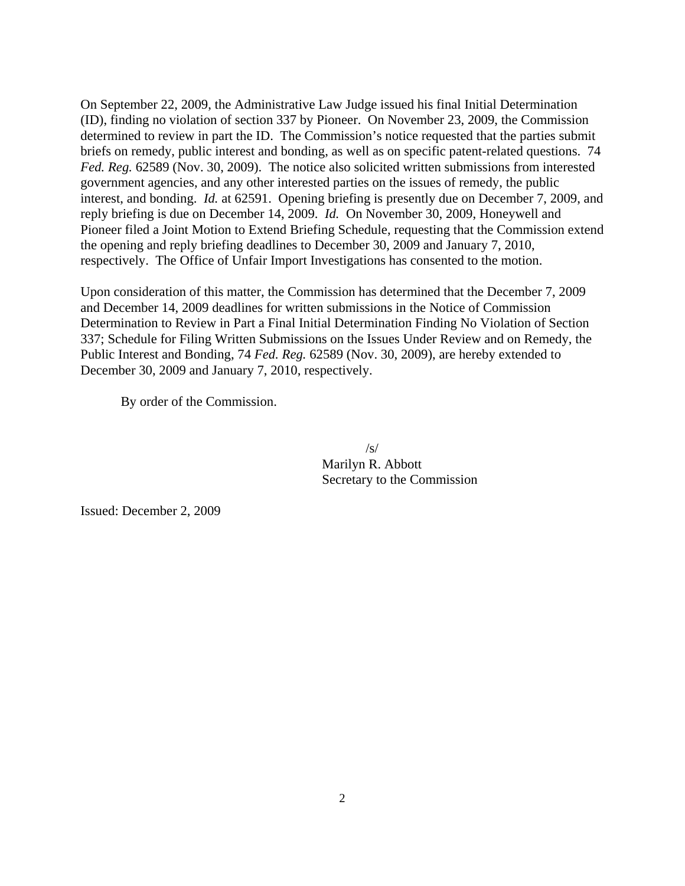On September 22, 2009, the Administrative Law Judge issued his final Initial Determination (ID), finding no violation of section 337 by Pioneer. On November 23, 2009, the Commission determined to review in part the ID. The Commission's notice requested that the parties submit briefs on remedy, public interest and bonding, as well as on specific patent-related questions. 74 *Fed. Reg.* 62589 (Nov. 30, 2009). The notice also solicited written submissions from interested government agencies, and any other interested parties on the issues of remedy, the public interest, and bonding. *Id.* at 62591. Opening briefing is presently due on December 7, 2009, and reply briefing is due on December 14, 2009. *Id.* On November 30, 2009, Honeywell and Pioneer filed a Joint Motion to Extend Briefing Schedule, requesting that the Commission extend the opening and reply briefing deadlines to December 30, 2009 and January 7, 2010, respectively. The Office of Unfair Import Investigations has consented to the motion.

Upon consideration of this matter, the Commission has determined that the December 7, 2009 and December 14, 2009 deadlines for written submissions in the Notice of Commission Determination to Review in Part a Final Initial Determination Finding No Violation of Section 337; Schedule for Filing Written Submissions on the Issues Under Review and on Remedy, the Public Interest and Bonding, 74 *Fed. Reg.* 62589 (Nov. 30, 2009), are hereby extended to December 30, 2009 and January 7, 2010, respectively.

By order of the Commission.

/s/
Marilyn R. Abbott
Secretary to the Commission

Issued: December 2, 2009